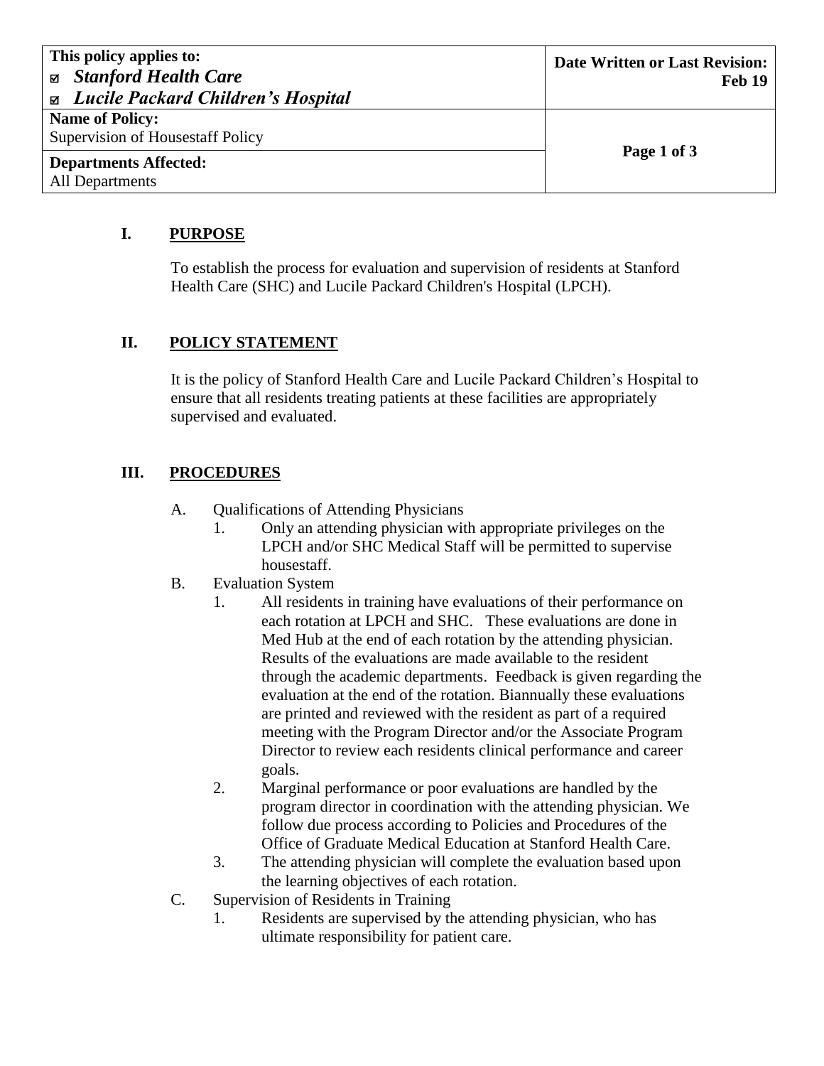| This policy applies to:<br>☑ ***Stanford Health Care***<br>☑ ***Lucile Packard Children's Hospital*** | **Date Written or Last Revision: Feb 19** |
| --- | --- |
| **Name of Policy:**<br>Supervision of Housestaff Policy | |
| **Departments Affected:**<br>All Departments | |

## I. PURPOSE

To establish the process for evaluation and supervision of residents at Stanford Health Care (SHC) and Lucile Packard Children's Hospital (LPCH).

## II. POLICY STATEMENT

It is the policy of Stanford Health Care and Lucile Packard Children's Hospital to ensure that all residents treating patients at these facilities are appropriately supervised and evaluated.

## III. PROCEDURES

A. Qualifications of Attending Physicians
   1. Only an attending physician with appropriate privileges on the LPCH and/or SHC Medical Staff will be permitted to supervise housestaff.

B. Evaluation System
   1. All residents in training have evaluations of their performance on each rotation at LPCH and SHC. These evaluations are done in Med Hub at the end of each rotation by the attending physician. Results of the evaluations are made available to the resident through the academic departments. Feedback is given regarding the evaluation at the end of the rotation. Biannually these evaluations are printed and reviewed with the resident as part of a required meeting with the Program Director and/or the Associate Program Director to review each residents clinical performance and career goals.
   2. Marginal performance or poor evaluations are handled by the program director in coordination with the attending physician. We follow due process according to Policies and Procedures of the Office of Graduate Medical Education at Stanford Health Care.
   3. The attending physician will complete the evaluation based upon the learning objectives of each rotation.

C. Supervision of Residents in Training
   1. Residents are supervised by the attending physician, who has ultimate responsibility for patient care.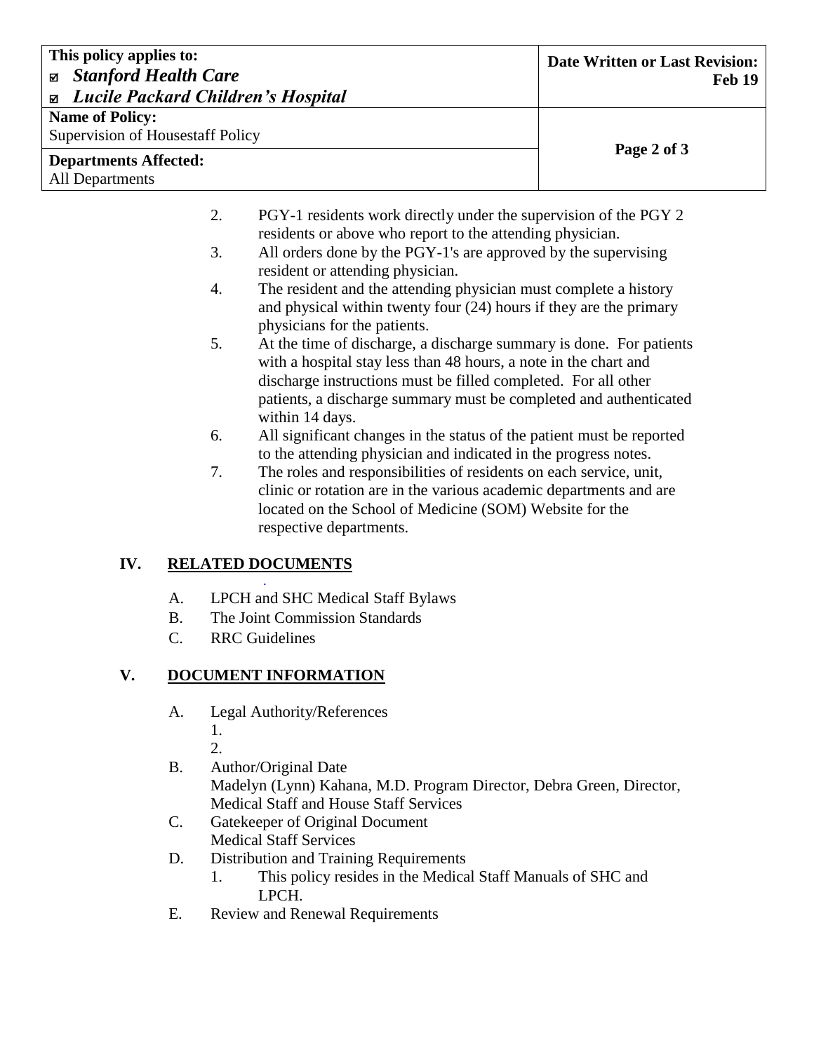2. PGY-1 residents work directly under the supervision of the PGY 2 residents or above who report to the attending physician.
3. All orders done by the PGY-1's are approved by the supervising resident or attending physician.
4. The resident and the attending physician must complete a history and physical within twenty four (24) hours if they are the primary physicians for the patients.
5. At the time of discharge, a discharge summary is done. For patients with a hospital stay less than 48 hours, a note in the chart and discharge instructions must be filled completed. For all other patients, a discharge summary must be completed and authenticated within 14 days.
6. All significant changes in the status of the patient must be reported to the attending physician and indicated in the progress notes.
7. The roles and responsibilities of residents on each service, unit, clinic or rotation are in the various academic departments and are located on the School of Medicine (SOM) Website for the respective departments.

## IV. RELATED DOCUMENTS

A. LPCH and SHC Medical Staff Bylaws
B. The Joint Commission Standards
C. RRC Guidelines

## V. DOCUMENT INFORMATION

A. Legal Authority/References
   1.
   2.
B. Author/Original Date
   Madelyn (Lynn) Kahana, M.D. Program Director, Debra Green, Director, Medical Staff and House Staff Services
C. Gatekeeper of Original Document
   Medical Staff Services
D. Distribution and Training Requirements
   1. This policy resides in the Medical Staff Manuals of SHC and LPCH.
E. Review and Renewal Requirements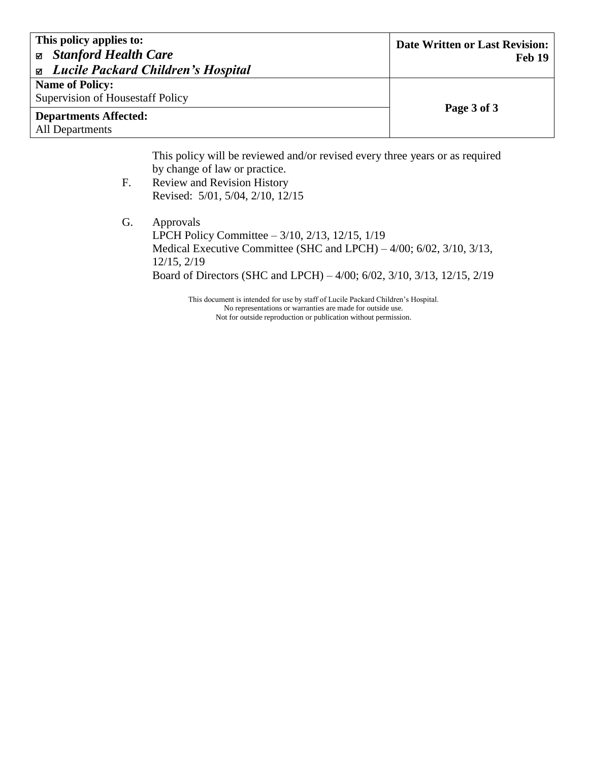This policy will be reviewed and/or revised every three years or as required by change of law or practice.

F. Review and Revision History
Revised: 5/01, 5/04, 2/10, 12/15

G. Approvals
LPCH Policy Committee – 3/10, 2/13, 12/15, 1/19
Medical Executive Committee (SHC and LPCH) – 4/00; 6/02, 3/10, 3/13, 12/15, 2/19
Board of Directors (SHC and LPCH) – 4/00; 6/02, 3/10, 3/13, 12/15, 2/19

This document is intended for use by staff of Lucile Packard Children's Hospital.
No representations or warranties are made for outside use.
Not for outside reproduction or publication without permission.